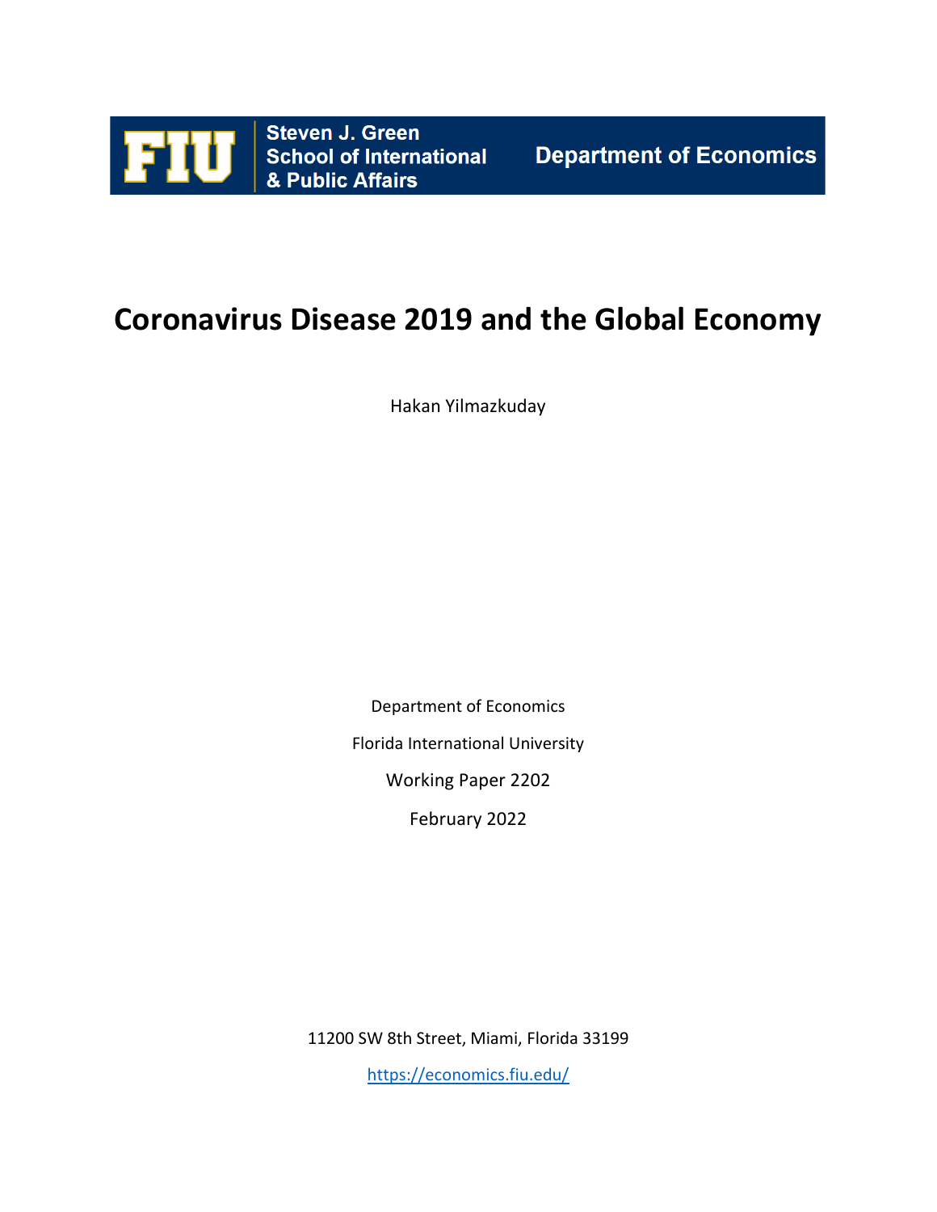Steven J. Green School of International & Public Affairs

Department of Economics

# Coronavirus Disease 2019 and the Global Economy

Hakan Yilmazkuday

Department of Economics

Florida International University

Working Paper 2202

February 2022

11200 SW 8th Street, Miami, Florida 33199

https://economics.fiu.edu/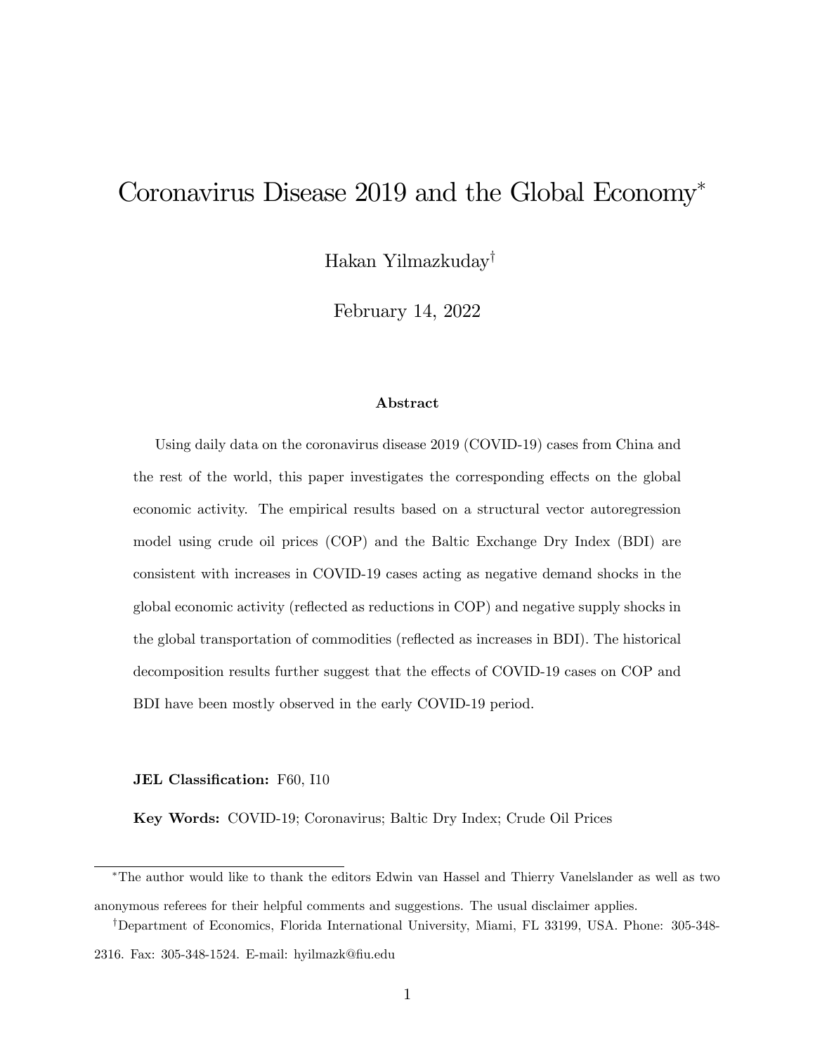# Coronavirus Disease 2019 and the Global Economy*

Hakan Yilmazkuday†

February 14, 2022

### Abstract

Using daily data on the coronavirus disease 2019 (COVID-19) cases from China and the rest of the world, this paper investigates the corresponding effects on the global economic activity. The empirical results based on a structural vector autoregression model using crude oil prices (COP) and the Baltic Exchange Dry Index (BDI) are consistent with increases in COVID-19 cases acting as negative demand shocks in the global economic activity (reflected as reductions in COP) and negative supply shocks in the global transportation of commodities (reflected as increases in BDI). The historical decomposition results further suggest that the effects of COVID-19 cases on COP and BDI have been mostly observed in the early COVID-19 period.

**JEL Classification:** F60, I10

**Key Words:** COVID-19; Coronavirus; Baltic Dry Index; Crude Oil Prices

---

*The author would like to thank the editors Edwin van Hassel and Thierry Vanelslander as well as two anonymous referees for their helpful comments and suggestions. The usual disclaimer applies.

†Department of Economics, Florida International University, Miami, FL 33199, USA. Phone: 305-348-2316. Fax: 305-348-1524. E-mail: hyilmazk@fiu.edu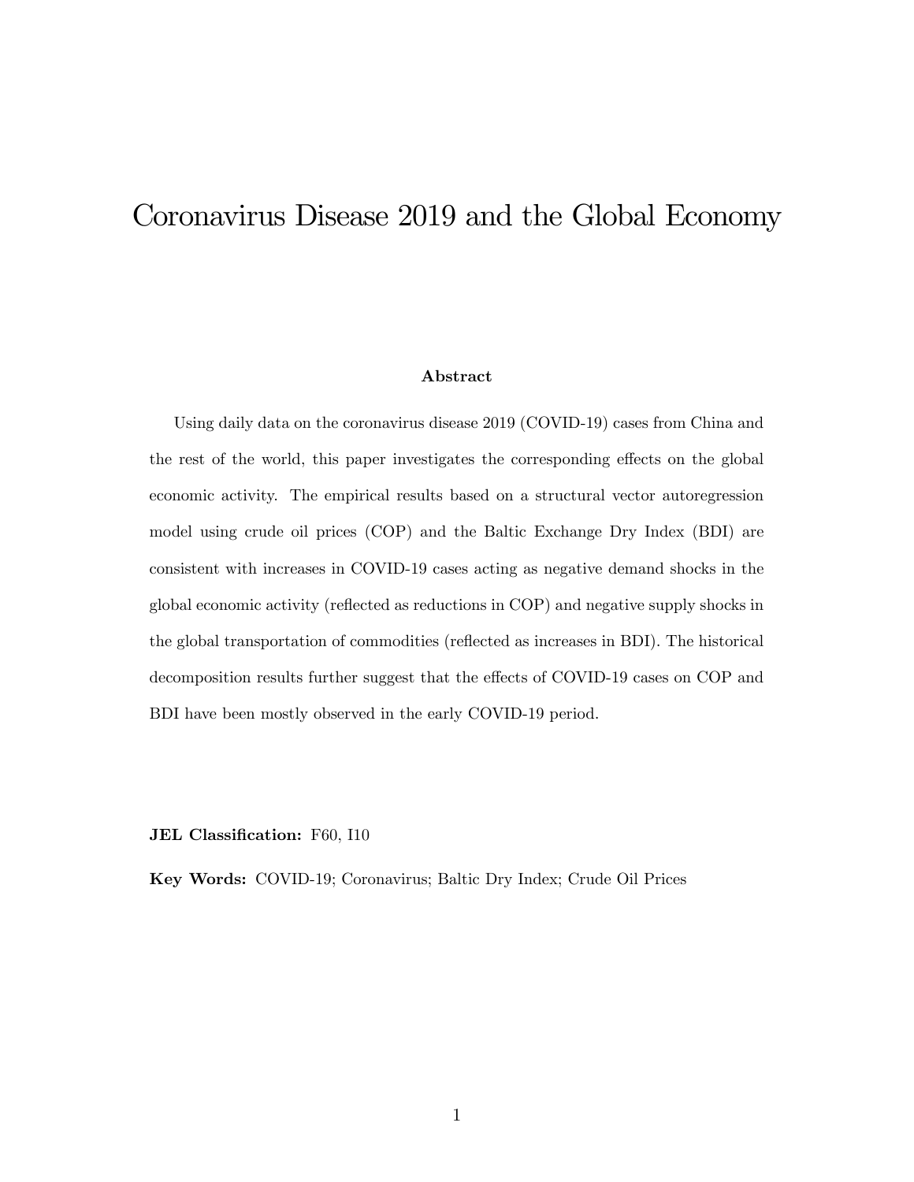# Coronavirus Disease 2019 and the Global Economy

### Abstract

Using daily data on the coronavirus disease 2019 (COVID-19) cases from China and the rest of the world, this paper investigates the corresponding effects on the global economic activity. The empirical results based on a structural vector autoregression model using crude oil prices (COP) and the Baltic Exchange Dry Index (BDI) are consistent with increases in COVID-19 cases acting as negative demand shocks in the global economic activity (reflected as reductions in COP) and negative supply shocks in the global transportation of commodities (reflected as increases in BDI). The historical decomposition results further suggest that the effects of COVID-19 cases on COP and BDI have been mostly observed in the early COVID-19 period.

**JEL Classification:** F60, I10

**Key Words:** COVID-19; Coronavirus; Baltic Dry Index; Crude Oil Prices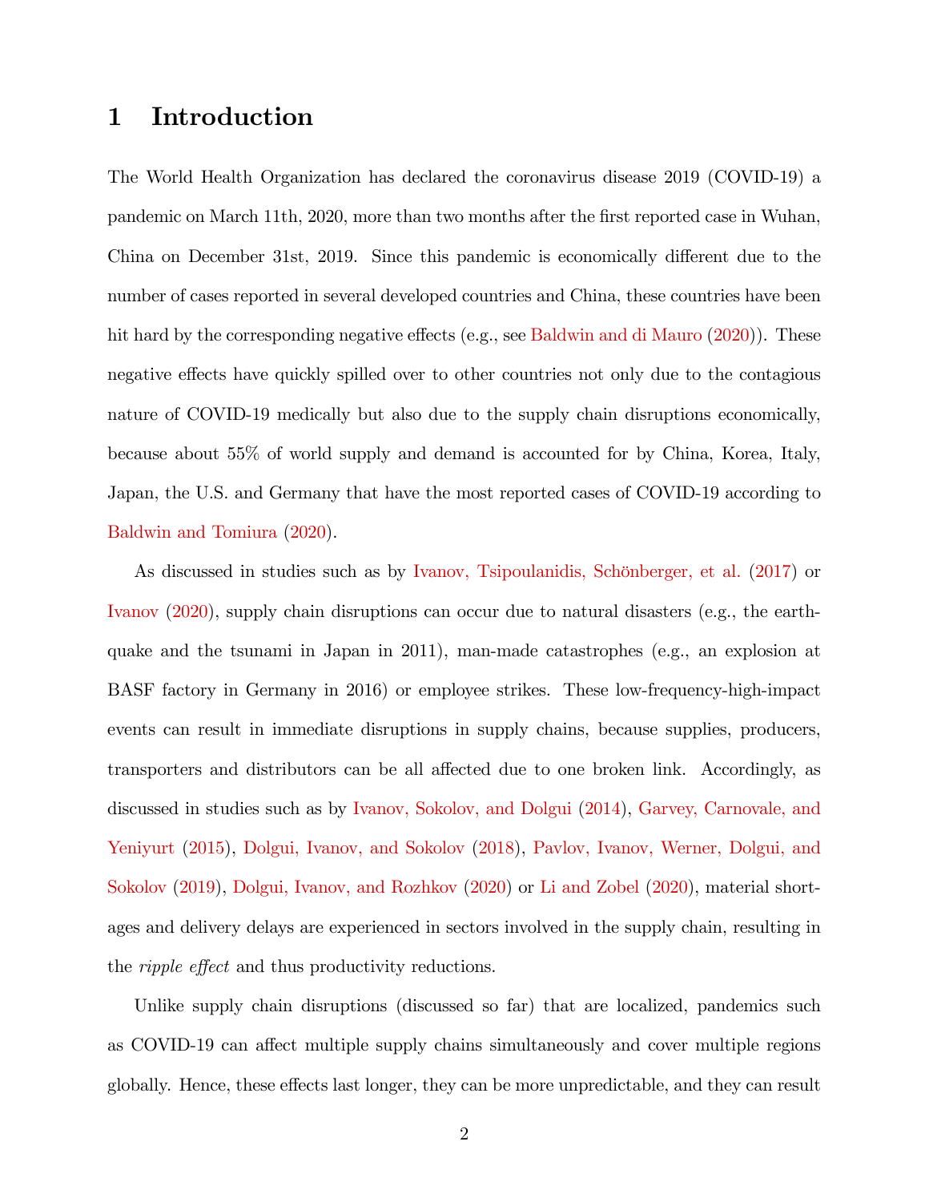# 1 Introduction

The World Health Organization has declared the coronavirus disease 2019 (COVID-19) a pandemic on March 11th, 2020, more than two months after the first reported case in Wuhan, China on December 31st, 2019. Since this pandemic is economically different due to the number of cases reported in several developed countries and China, these countries have been hit hard by the corresponding negative effects (e.g., see Baldwin and di Mauro (2020)). These negative effects have quickly spilled over to other countries not only due to the contagious nature of COVID-19 medically but also due to the supply chain disruptions economically, because about 55% of world supply and demand is accounted for by China, Korea, Italy, Japan, the U.S. and Germany that have the most reported cases of COVID-19 according to Baldwin and Tomiura (2020).

As discussed in studies such as by Ivanov, Tsipoulanidis, Schönberger, et al. (2017) or Ivanov (2020), supply chain disruptions can occur due to natural disasters (e.g., the earthquake and the tsunami in Japan in 2011), man-made catastrophes (e.g., an explosion at BASF factory in Germany in 2016) or employee strikes. These low-frequency-high-impact events can result in immediate disruptions in supply chains, because supplies, producers, transporters and distributors can be all affected due to one broken link. Accordingly, as discussed in studies such as by Ivanov, Sokolov, and Dolgui (2014), Garvey, Carnovale, and Yeniyurt (2015), Dolgui, Ivanov, and Sokolov (2018), Pavlov, Ivanov, Werner, Dolgui, and Sokolov (2019), Dolgui, Ivanov, and Rozhkov (2020) or Li and Zobel (2020), material shortages and delivery delays are experienced in sectors involved in the supply chain, resulting in the *ripple effect* and thus productivity reductions.

Unlike supply chain disruptions (discussed so far) that are localized, pandemics such as COVID-19 can affect multiple supply chains simultaneously and cover multiple regions globally. Hence, these effects last longer, they can be more unpredictable, and they can result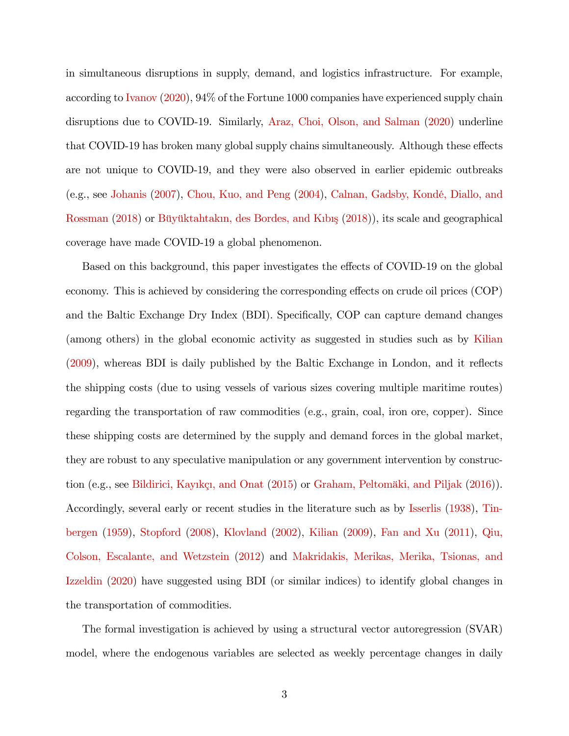in simultaneous disruptions in supply, demand, and logistics infrastructure. For example, according to Ivanov (2020), 94% of the Fortune 1000 companies have experienced supply chain disruptions due to COVID-19. Similarly, Araz, Choi, Olson, and Salman (2020) underline that COVID-19 has broken many global supply chains simultaneously. Although these effects are not unique to COVID-19, and they were also observed in earlier epidemic outbreaks (e.g., see Johanis (2007), Chou, Kuo, and Peng (2004), Calnan, Gadsby, Kondé, Diallo, and Rossman (2018) or Büyüktahtakın, des Bordes, and Kıbış (2018)), its scale and geographical coverage have made COVID-19 a global phenomenon.

Based on this background, this paper investigates the effects of COVID-19 on the global economy. This is achieved by considering the corresponding effects on crude oil prices (COP) and the Baltic Exchange Dry Index (BDI). Specifically, COP can capture demand changes (among others) in the global economic activity as suggested in studies such as by Kilian (2009), whereas BDI is daily published by the Baltic Exchange in London, and it reflects the shipping costs (due to using vessels of various sizes covering multiple maritime routes) regarding the transportation of raw commodities (e.g., grain, coal, iron ore, copper). Since these shipping costs are determined by the supply and demand forces in the global market, they are robust to any speculative manipulation or any government intervention by construction (e.g., see Bildirici, Kayıkçı, and Onat (2015) or Graham, Peltomäki, and Piljak (2016)). Accordingly, several early or recent studies in the literature such as by Isserlis (1938), Tinbergen (1959), Stopford (2008), Klovland (2002), Kilian (2009), Fan and Xu (2011), Qiu, Colson, Escalante, and Wetzstein (2012) and Makridakis, Merikas, Merika, Tsionas, and Izzeldin (2020) have suggested using BDI (or similar indices) to identify global changes in the transportation of commodities.

The formal investigation is achieved by using a structural vector autoregression (SVAR) model, where the endogenous variables are selected as weekly percentage changes in daily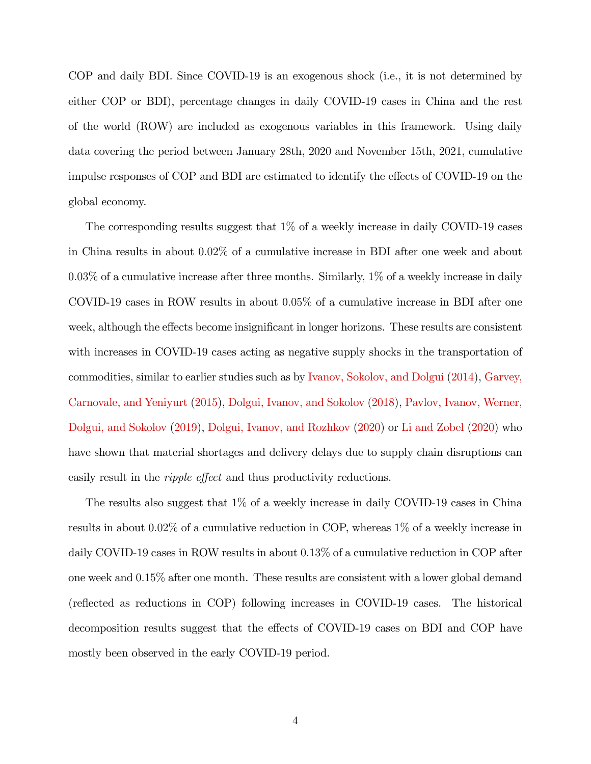COP and daily BDI. Since COVID-19 is an exogenous shock (i.e., it is not determined by either COP or BDI), percentage changes in daily COVID-19 cases in China and the rest of the world (ROW) are included as exogenous variables in this framework. Using daily data covering the period between January 28th, 2020 and November 15th, 2021, cumulative impulse responses of COP and BDI are estimated to identify the effects of COVID-19 on the global economy.

The corresponding results suggest that 1% of a weekly increase in daily COVID-19 cases in China results in about 0.02% of a cumulative increase in BDI after one week and about 0.03% of a cumulative increase after three months. Similarly, 1% of a weekly increase in daily COVID-19 cases in ROW results in about 0.05% of a cumulative increase in BDI after one week, although the effects become insignificant in longer horizons. These results are consistent with increases in COVID-19 cases acting as negative supply shocks in the transportation of commodities, similar to earlier studies such as by Ivanov, Sokolov, and Dolgui (2014), Garvey, Carnovale, and Yeniyurt (2015), Dolgui, Ivanov, and Sokolov (2018), Pavlov, Ivanov, Werner, Dolgui, and Sokolov (2019), Dolgui, Ivanov, and Rozhkov (2020) or Li and Zobel (2020) who have shown that material shortages and delivery delays due to supply chain disruptions can easily result in the *ripple effect* and thus productivity reductions.

The results also suggest that 1% of a weekly increase in daily COVID-19 cases in China results in about 0.02% of a cumulative reduction in COP, whereas 1% of a weekly increase in daily COVID-19 cases in ROW results in about 0.13% of a cumulative reduction in COP after one week and 0.15% after one month. These results are consistent with a lower global demand (reflected as reductions in COP) following increases in COVID-19 cases. The historical decomposition results suggest that the effects of COVID-19 cases on BDI and COP have mostly been observed in the early COVID-19 period.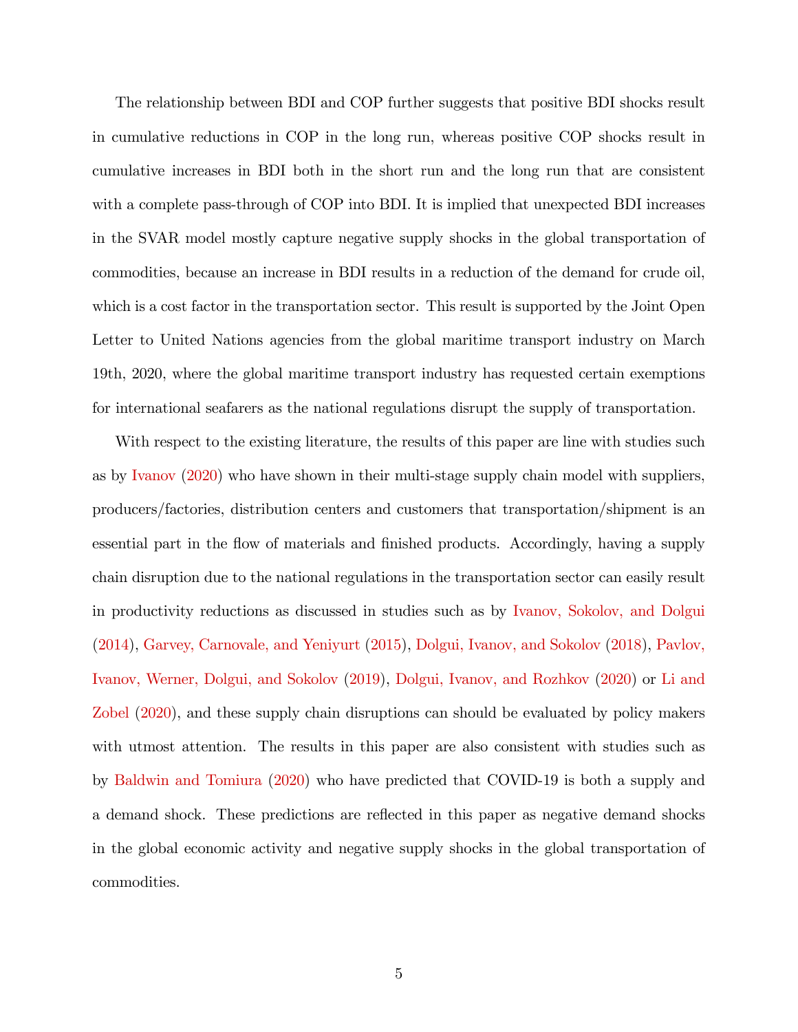The relationship between BDI and COP further suggests that positive BDI shocks result in cumulative reductions in COP in the long run, whereas positive COP shocks result in cumulative increases in BDI both in the short run and the long run that are consistent with a complete pass-through of COP into BDI. It is implied that unexpected BDI increases in the SVAR model mostly capture negative supply shocks in the global transportation of commodities, because an increase in BDI results in a reduction of the demand for crude oil, which is a cost factor in the transportation sector. This result is supported by the Joint Open Letter to United Nations agencies from the global maritime transport industry on March 19th, 2020, where the global maritime transport industry has requested certain exemptions for international seafarers as the national regulations disrupt the supply of transportation.

With respect to the existing literature, the results of this paper are line with studies such as by Ivanov (2020) who have shown in their multi-stage supply chain model with suppliers, producers/factories, distribution centers and customers that transportation/shipment is an essential part in the flow of materials and finished products. Accordingly, having a supply chain disruption due to the national regulations in the transportation sector can easily result in productivity reductions as discussed in studies such as by Ivanov, Sokolov, and Dolgui (2014), Garvey, Carnovale, and Yeniyurt (2015), Dolgui, Ivanov, and Sokolov (2018), Pavlov, Ivanov, Werner, Dolgui, and Sokolov (2019), Dolgui, Ivanov, and Rozhkov (2020) or Li and Zobel (2020), and these supply chain disruptions can should be evaluated by policy makers with utmost attention. The results in this paper are also consistent with studies such as by Baldwin and Tomiura (2020) who have predicted that COVID-19 is both a supply and a demand shock. These predictions are reflected in this paper as negative demand shocks in the global economic activity and negative supply shocks in the global transportation of commodities.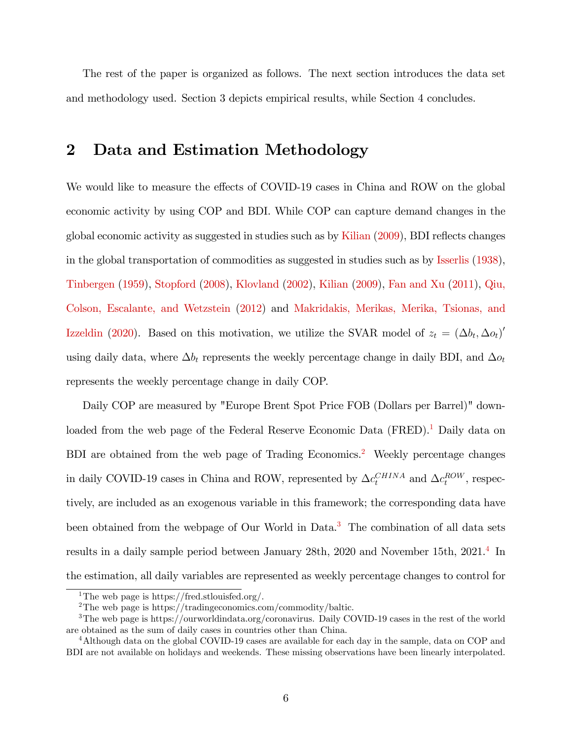The rest of the paper is organized as follows. The next section introduces the data set and methodology used. Section 3 depicts empirical results, while Section 4 concludes.

# 2 Data and Estimation Methodology

We would like to measure the effects of COVID-19 cases in China and ROW on the global economic activity by using COP and BDI. While COP can capture demand changes in the global economic activity as suggested in studies such as by Kilian (2009), BDI reflects changes in the global transportation of commodities as suggested in studies such as by Isserlis (1938), Tinbergen (1959), Stopford (2008), Klovland (2002), Kilian (2009), Fan and Xu (2011), Qiu, Colson, Escalante, and Wetzstein (2012) and Makridakis, Merikas, Merika, Tsionas, and Izzeldin (2020). Based on this motivation, we utilize the SVAR model of $z_t = (\Delta b_t, \Delta o_t)'$ using daily data, where $\Delta b_t$ represents the weekly percentage change in daily BDI, and $\Delta o_t$ represents the weekly percentage change in daily COP.

Daily COP are measured by "Europe Brent Spot Price FOB (Dollars per Barrel)" downloaded from the web page of the Federal Reserve Economic Data (FRED).[1] Daily data on BDI are obtained from the web page of Trading Economics.[2] Weekly percentage changes in daily COVID-19 cases in China and ROW, represented by $\Delta c_t^{CHINA}$ and $\Delta c_t^{ROW}$, respectively, are included as an exogenous variable in this framework; the corresponding data have been obtained from the webpage of Our World in Data.[3] The combination of all data sets results in a daily sample period between January 28th, 2020 and November 15th, 2021.[4] In the estimation, all daily variables are represented as weekly percentage changes to control for

[1] The web page is https://fred.stlouisfed.org/.

[2] The web page is https://tradingeconomics.com/commodity/baltic.

[3] The web page is https://ourworldindata.org/coronavirus. Daily COVID-19 cases in the rest of the world are obtained as the sum of daily cases in countries other than China.

[4] Although data on the global COVID-19 cases are available for each day in the sample, data on COP and BDI are not available on holidays and weekends. These missing observations have been linearly interpolated.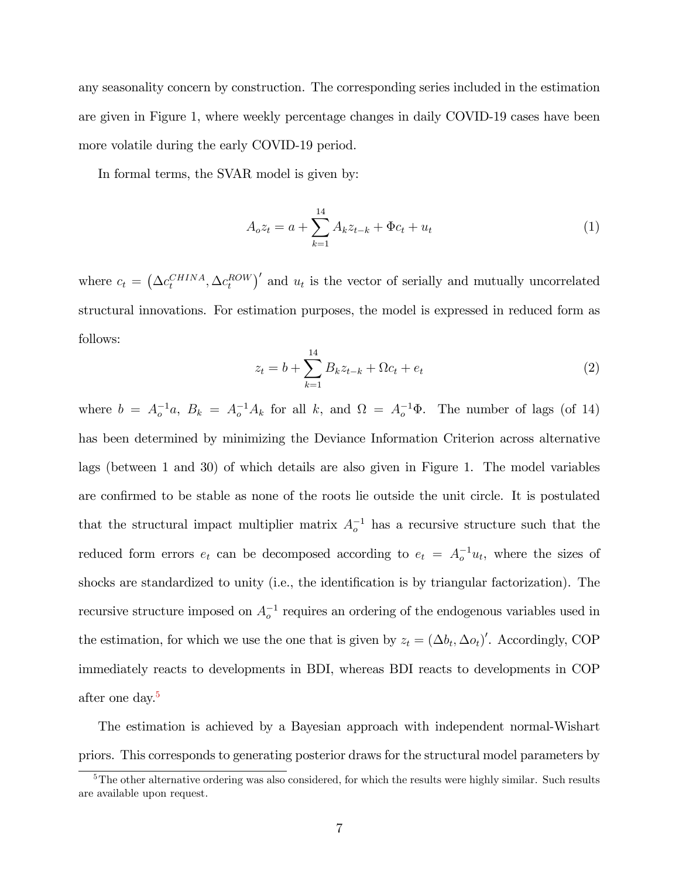any seasonality concern by construction. The corresponding series included in the estimation are given in Figure 1, where weekly percentage changes in daily COVID-19 cases have been more volatile during the early COVID-19 period.

In formal terms, the SVAR model is given by:

$$A_o z_t = a + \sum_{k=1}^{14} A_k z_{t-k} + \Phi c_t + u_t \tag{1}$$

where $c_t = \left(\Delta c_t^{CHINA}, \Delta c_t^{ROW}\right)'$ and $u_t$ is the vector of serially and mutually uncorrelated structural innovations. For estimation purposes, the model is expressed in reduced form as follows:

$$z_t = b + \sum_{k=1}^{14} B_k z_{t-k} + \Omega c_t + e_t \tag{2}$$

where $b = A_o^{-1} a$, $B_k = A_o^{-1} A_k$ for all $k$, and $\Omega = A_o^{-1}\Phi$. The number of lags (of 14) has been determined by minimizing the Deviance Information Criterion across alternative lags (between 1 and 30) of which details are also given in Figure 1. The model variables are confirmed to be stable as none of the roots lie outside the unit circle. It is postulated that the structural impact multiplier matrix $A_o^{-1}$ has a recursive structure such that the reduced form errors $e_t$ can be decomposed according to $e_t = A_o^{-1} u_t$, where the sizes of shocks are standardized to unity (i.e., the identification is by triangular factorization). The recursive structure imposed on $A_o^{-1}$ requires an ordering of the endogenous variables used in the estimation, for which we use the one that is given by $z_t = (\Delta b_t, \Delta o_t)'$. Accordingly, COP immediately reacts to developments in BDI, whereas BDI reacts to developments in COP after one day.[5]

The estimation is achieved by a Bayesian approach with independent normal-Wishart priors. This corresponds to generating posterior draws for the structural model parameters by

[5] The other alternative ordering was also considered, for which the results were highly similar. Such results are available upon request.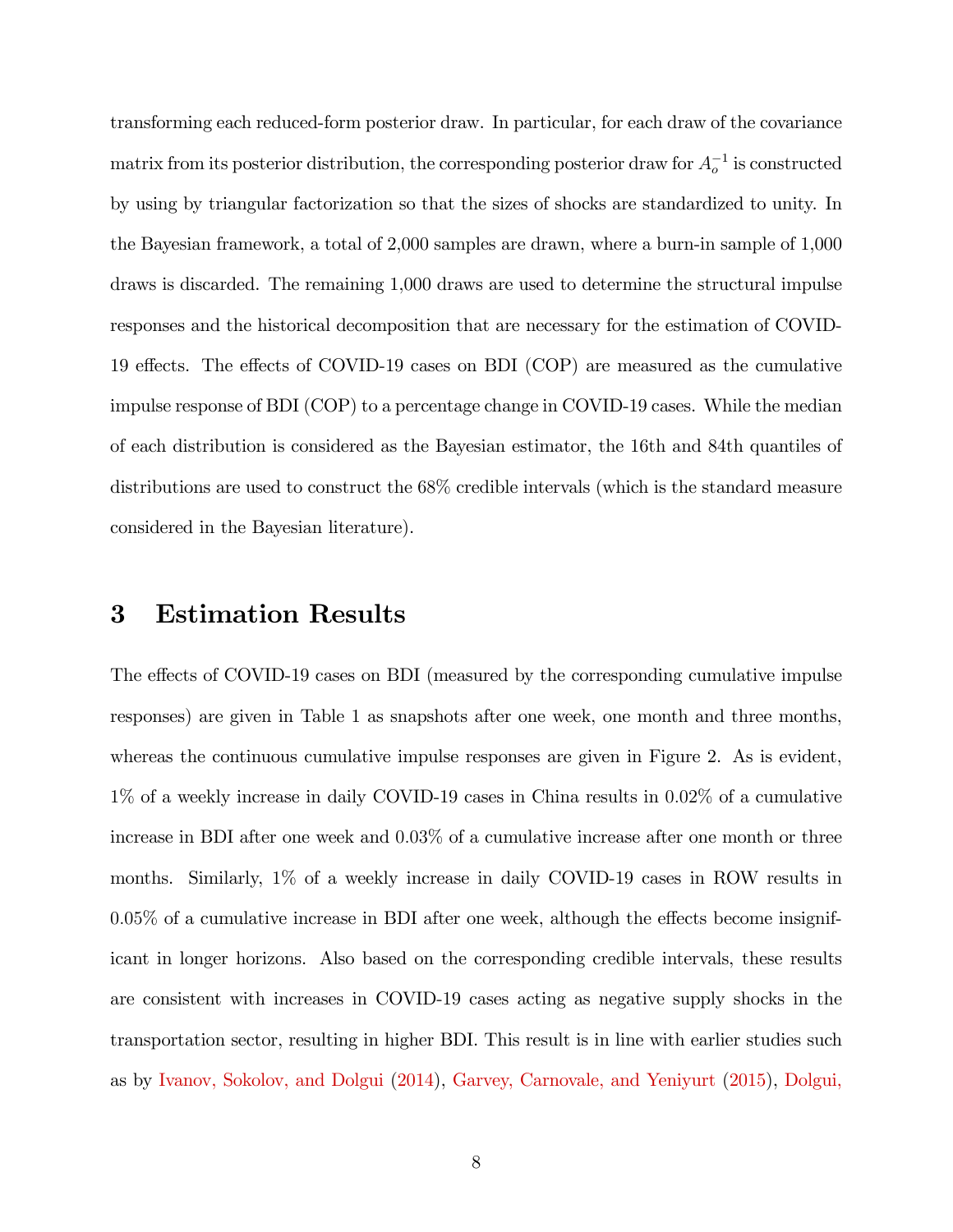transforming each reduced-form posterior draw. In particular, for each draw of the covariance matrix from its posterior distribution, the corresponding posterior draw for $A_o^{-1}$ is constructed by using by triangular factorization so that the sizes of shocks are standardized to unity. In the Bayesian framework, a total of 2,000 samples are drawn, where a burn-in sample of 1,000 draws is discarded. The remaining 1,000 draws are used to determine the structural impulse responses and the historical decomposition that are necessary for the estimation of COVID-19 effects. The effects of COVID-19 cases on BDI (COP) are measured as the cumulative impulse response of BDI (COP) to a percentage change in COVID-19 cases. While the median of each distribution is considered as the Bayesian estimator, the 16th and 84th quantiles of distributions are used to construct the 68% credible intervals (which is the standard measure considered in the Bayesian literature).

# 3 Estimation Results

The effects of COVID-19 cases on BDI (measured by the corresponding cumulative impulse responses) are given in Table 1 as snapshots after one week, one month and three months, whereas the continuous cumulative impulse responses are given in Figure 2. As is evident, 1% of a weekly increase in daily COVID-19 cases in China results in 0.02% of a cumulative increase in BDI after one week and 0.03% of a cumulative increase after one month or three months. Similarly, 1% of a weekly increase in daily COVID-19 cases in ROW results in 0.05% of a cumulative increase in BDI after one week, although the effects become insignificant in longer horizons. Also based on the corresponding credible intervals, these results are consistent with increases in COVID-19 cases acting as negative supply shocks in the transportation sector, resulting in higher BDI. This result is in line with earlier studies such as by Ivanov, Sokolov, and Dolgui (2014), Garvey, Carnovale, and Yeniyurt (2015), Dolgui,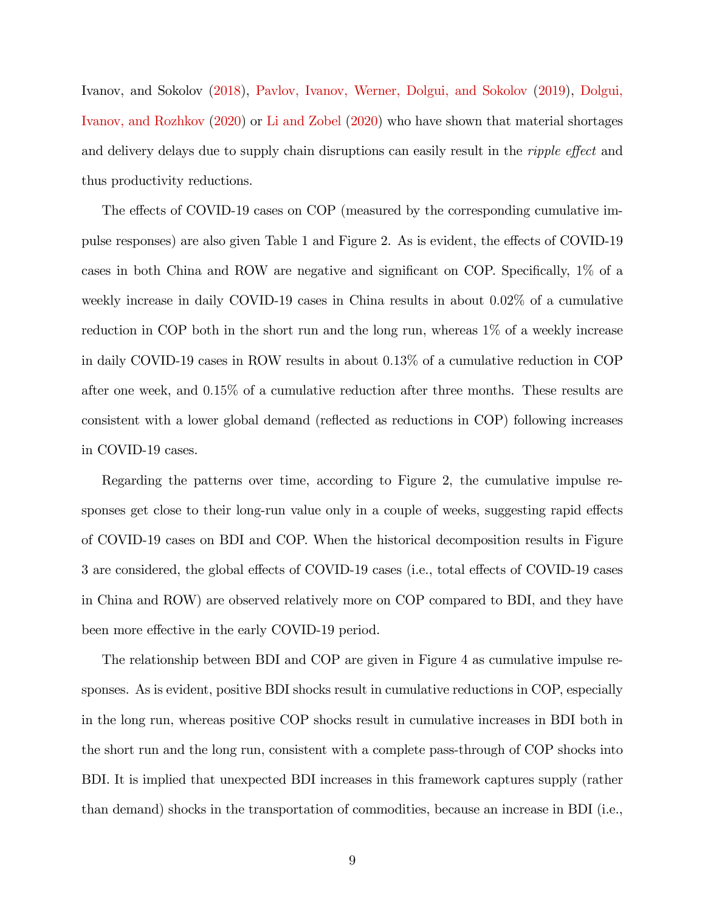Ivanov, and Sokolov (2018), Pavlov, Ivanov, Werner, Dolgui, and Sokolov (2019), Dolgui, Ivanov, and Rozhkov (2020) or Li and Zobel (2020) who have shown that material shortages and delivery delays due to supply chain disruptions can easily result in the *ripple effect* and thus productivity reductions.

The effects of COVID-19 cases on COP (measured by the corresponding cumulative impulse responses) are also given Table 1 and Figure 2. As is evident, the effects of COVID-19 cases in both China and ROW are negative and significant on COP. Specifically, 1% of a weekly increase in daily COVID-19 cases in China results in about 0.02% of a cumulative reduction in COP both in the short run and the long run, whereas 1% of a weekly increase in daily COVID-19 cases in ROW results in about 0.13% of a cumulative reduction in COP after one week, and 0.15% of a cumulative reduction after three months. These results are consistent with a lower global demand (reflected as reductions in COP) following increases in COVID-19 cases.

Regarding the patterns over time, according to Figure 2, the cumulative impulse responses get close to their long-run value only in a couple of weeks, suggesting rapid effects of COVID-19 cases on BDI and COP. When the historical decomposition results in Figure 3 are considered, the global effects of COVID-19 cases (i.e., total effects of COVID-19 cases in China and ROW) are observed relatively more on COP compared to BDI, and they have been more effective in the early COVID-19 period.

The relationship between BDI and COP are given in Figure 4 as cumulative impulse responses. As is evident, positive BDI shocks result in cumulative reductions in COP, especially in the long run, whereas positive COP shocks result in cumulative increases in BDI both in the short run and the long run, consistent with a complete pass-through of COP shocks into BDI. It is implied that unexpected BDI increases in this framework captures supply (rather than demand) shocks in the transportation of commodities, because an increase in BDI (i.e.,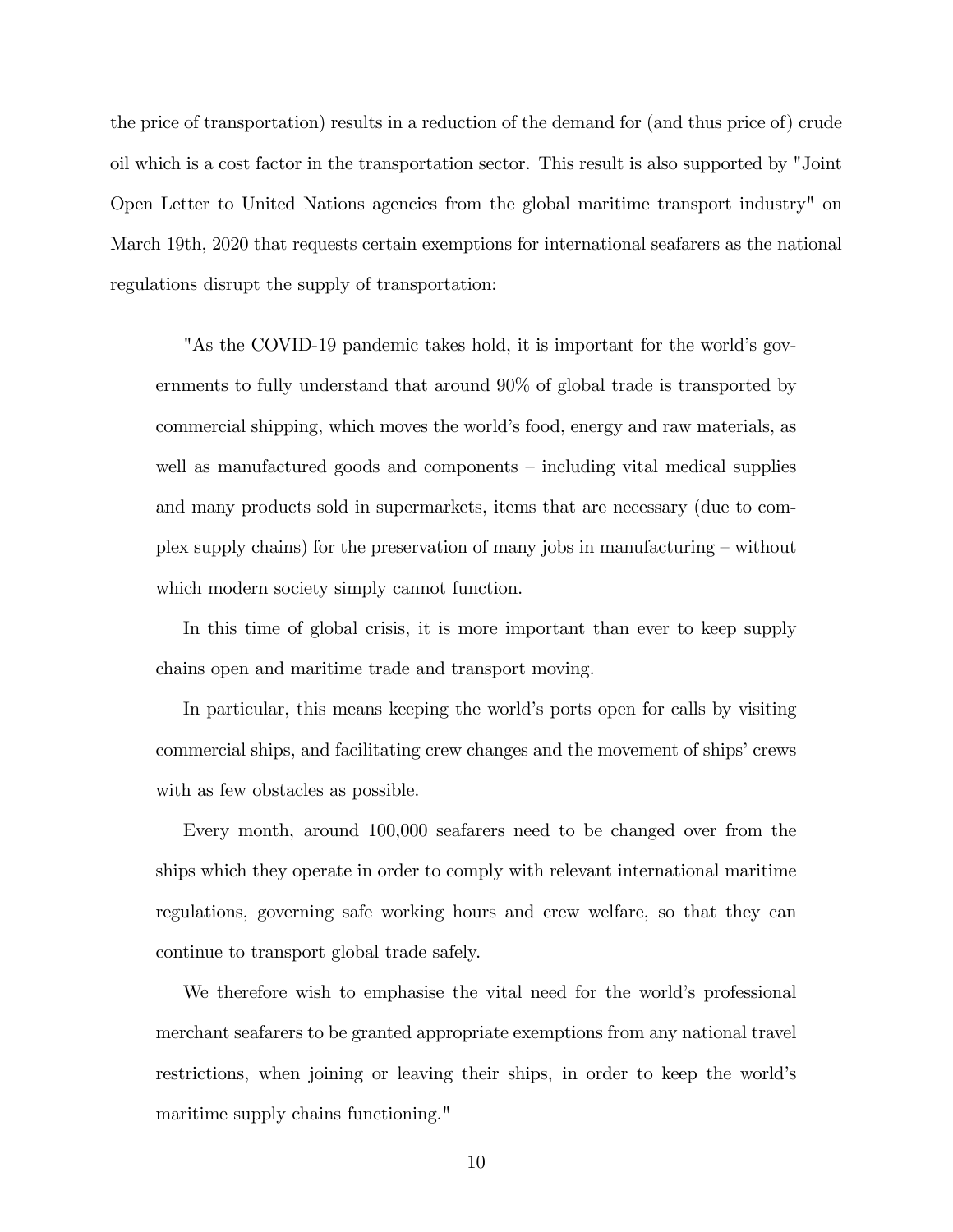the price of transportation) results in a reduction of the demand for (and thus price of) crude oil which is a cost factor in the transportation sector. This result is also supported by "Joint Open Letter to United Nations agencies from the global maritime transport industry" on March 19th, 2020 that requests certain exemptions for international seafarers as the national regulations disrupt the supply of transportation:

> "As the COVID-19 pandemic takes hold, it is important for the world's governments to fully understand that around 90% of global trade is transported by commercial shipping, which moves the world's food, energy and raw materials, as well as manufactured goods and components – including vital medical supplies and many products sold in supermarkets, items that are necessary (due to complex supply chains) for the preservation of many jobs in manufacturing – without which modern society simply cannot function.
>
> In this time of global crisis, it is more important than ever to keep supply chains open and maritime trade and transport moving.
>
> In particular, this means keeping the world's ports open for calls by visiting commercial ships, and facilitating crew changes and the movement of ships' crews with as few obstacles as possible.
>
> Every month, around 100,000 seafarers need to be changed over from the ships which they operate in order to comply with relevant international maritime regulations, governing safe working hours and crew welfare, so that they can continue to transport global trade safely.
>
> We therefore wish to emphasise the vital need for the world's professional merchant seafarers to be granted appropriate exemptions from any national travel restrictions, when joining or leaving their ships, in order to keep the world's maritime supply chains functioning."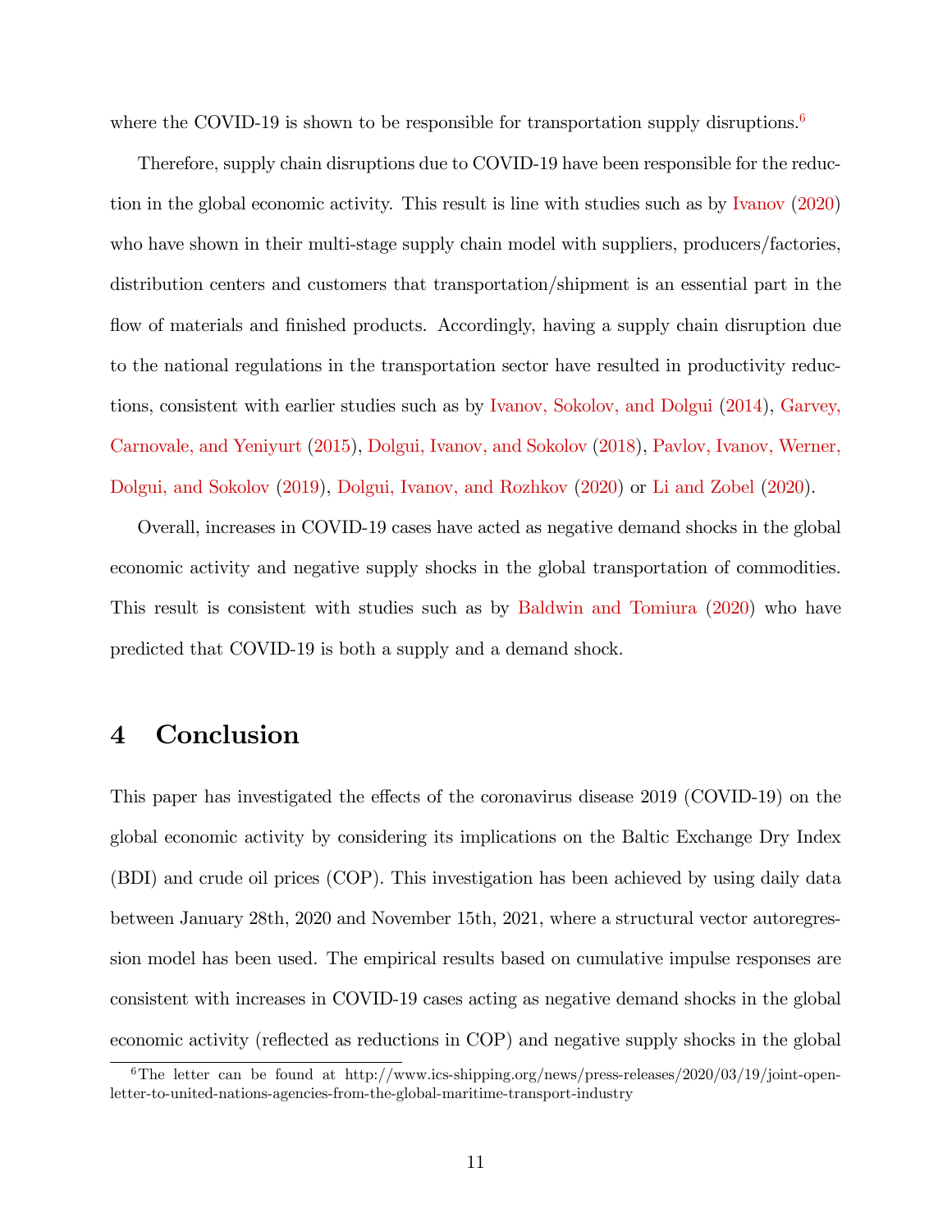where the COVID-19 is shown to be responsible for transportation supply disruptions.[6]

Therefore, supply chain disruptions due to COVID-19 have been responsible for the reduction in the global economic activity. This result is line with studies such as by Ivanov (2020) who have shown in their multi-stage supply chain model with suppliers, producers/factories, distribution centers and customers that transportation/shipment is an essential part in the flow of materials and finished products. Accordingly, having a supply chain disruption due to the national regulations in the transportation sector have resulted in productivity reductions, consistent with earlier studies such as by Ivanov, Sokolov, and Dolgui (2014), Garvey, Carnovale, and Yeniyurt (2015), Dolgui, Ivanov, and Sokolov (2018), Pavlov, Ivanov, Werner, Dolgui, and Sokolov (2019), Dolgui, Ivanov, and Rozhkov (2020) or Li and Zobel (2020).

Overall, increases in COVID-19 cases have acted as negative demand shocks in the global economic activity and negative supply shocks in the global transportation of commodities. This result is consistent with studies such as by Baldwin and Tomiura (2020) who have predicted that COVID-19 is both a supply and a demand shock.

# 4 Conclusion

This paper has investigated the effects of the coronavirus disease 2019 (COVID-19) on the global economic activity by considering its implications on the Baltic Exchange Dry Index (BDI) and crude oil prices (COP). This investigation has been achieved by using daily data between January 28th, 2020 and November 15th, 2021, where a structural vector autoregression model has been used. The empirical results based on cumulative impulse responses are consistent with increases in COVID-19 cases acting as negative demand shocks in the global economic activity (reflected as reductions in COP) and negative supply shocks in the global

[6] The letter can be found at http://www.ics-shipping.org/news/press-releases/2020/03/19/joint-open-letter-to-united-nations-agencies-from-the-global-maritime-transport-industry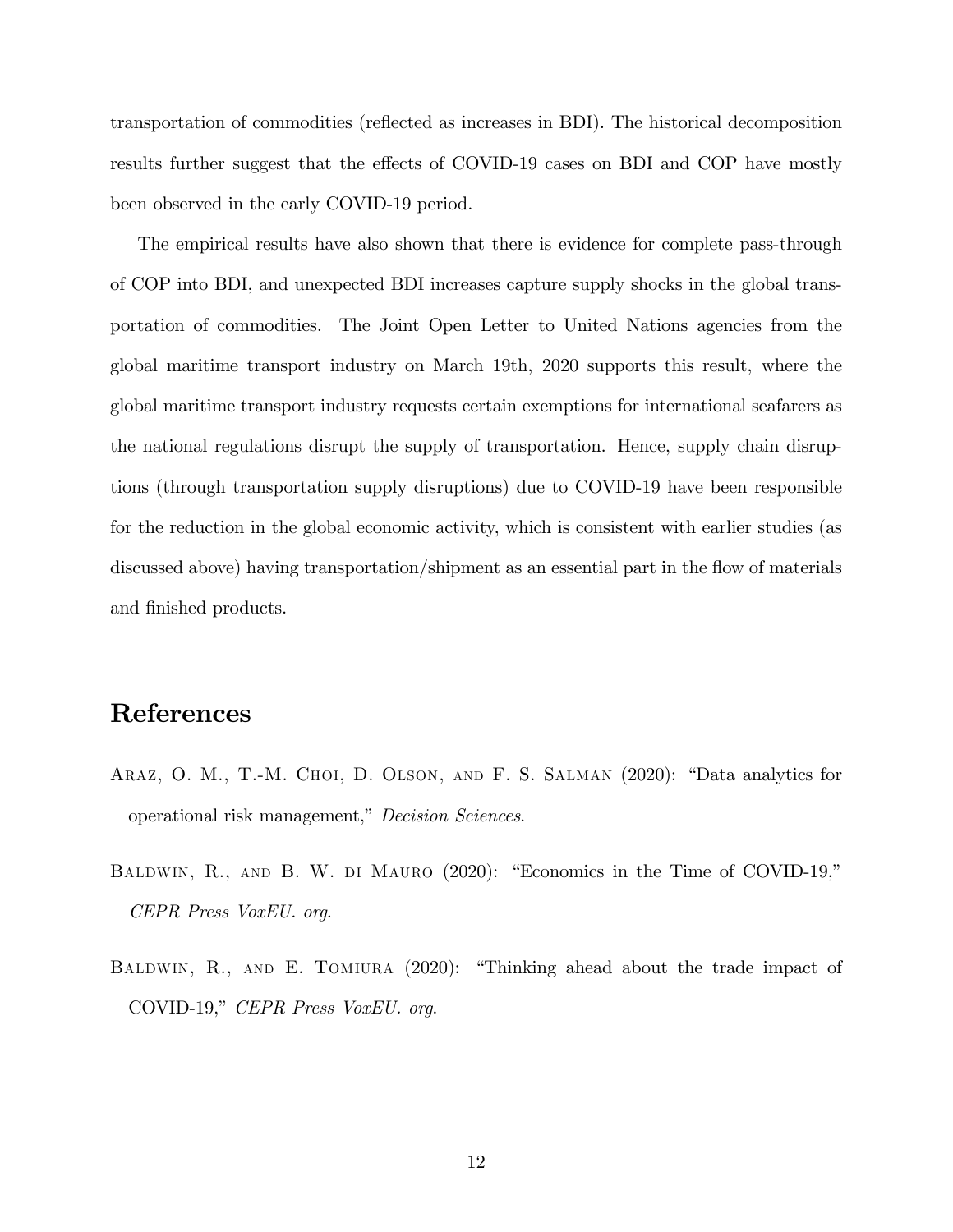transportation of commodities (reflected as increases in BDI). The historical decomposition results further suggest that the effects of COVID-19 cases on BDI and COP have mostly been observed in the early COVID-19 period.

The empirical results have also shown that there is evidence for complete pass-through of COP into BDI, and unexpected BDI increases capture supply shocks in the global transportation of commodities. The Joint Open Letter to United Nations agencies from the global maritime transport industry on March 19th, 2020 supports this result, where the global maritime transport industry requests certain exemptions for international seafarers as the national regulations disrupt the supply of transportation. Hence, supply chain disruptions (through transportation supply disruptions) due to COVID-19 have been responsible for the reduction in the global economic activity, which is consistent with earlier studies (as discussed above) having transportation/shipment as an essential part in the flow of materials and finished products.

# References

Araz, O. M., T.-M. Choi, D. Olson, and F. S. Salman (2020): "Data analytics for operational risk management," *Decision Sciences*.

Baldwin, R., and B. W. di Mauro (2020): "Economics in the Time of COVID-19," *CEPR Press VoxEU. org*.

Baldwin, R., and E. Tomiura (2020): "Thinking ahead about the trade impact of COVID-19," *CEPR Press VoxEU. org*.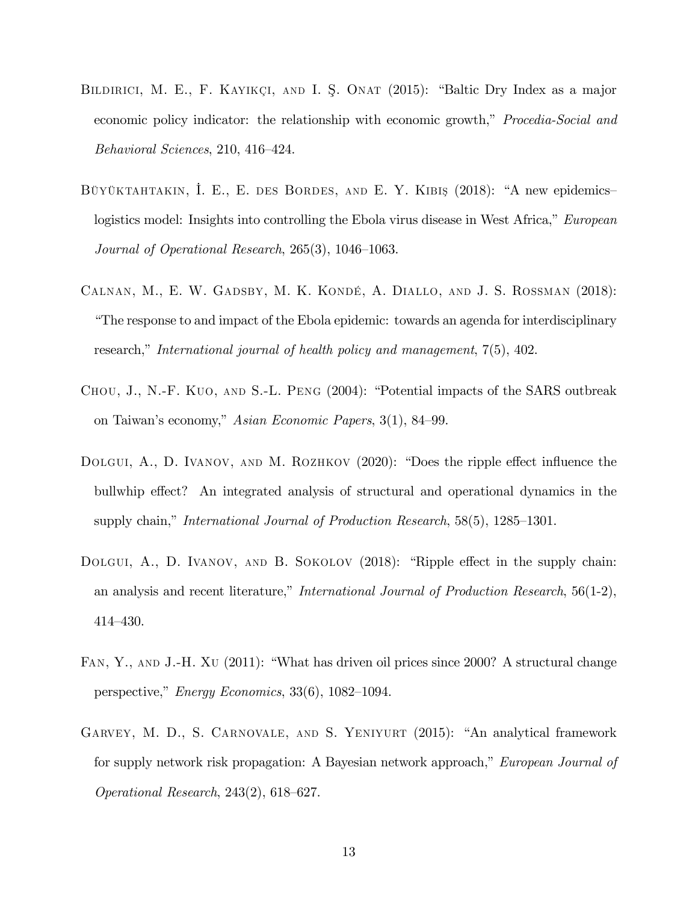Bildirici, M. E., F. Kayikçi, and I. Ş. Onat (2015): "Baltic Dry Index as a major economic policy indicator: the relationship with economic growth," *Procedia-Social and Behavioral Sciences*, 210, 416–424.

Büyüktahtakin, İ. E., E. des Bordes, and E. Y. Kibiş (2018): "A new epidemics–logistics model: Insights into controlling the Ebola virus disease in West Africa," *European Journal of Operational Research*, 265(3), 1046–1063.

Calnan, M., E. W. Gadsby, M. K. Kondé, A. Diallo, and J. S. Rossman (2018): "The response to and impact of the Ebola epidemic: towards an agenda for interdisciplinary research," *International journal of health policy and management*, 7(5), 402.

Chou, J., N.-F. Kuo, and S.-L. Peng (2004): "Potential impacts of the SARS outbreak on Taiwan's economy," *Asian Economic Papers*, 3(1), 84–99.

Dolgui, A., D. Ivanov, and M. Rozhkov (2020): "Does the ripple effect influence the bullwhip effect? An integrated analysis of structural and operational dynamics in the supply chain," *International Journal of Production Research*, 58(5), 1285–1301.

Dolgui, A., D. Ivanov, and B. Sokolov (2018): "Ripple effect in the supply chain: an analysis and recent literature," *International Journal of Production Research*, 56(1-2), 414–430.

Fan, Y., and J.-H. Xu (2011): "What has driven oil prices since 2000? A structural change perspective," *Energy Economics*, 33(6), 1082–1094.

Garvey, M. D., S. Carnovale, and S. Yeniyurt (2015): "An analytical framework for supply network risk propagation: A Bayesian network approach," *European Journal of Operational Research*, 243(2), 618–627.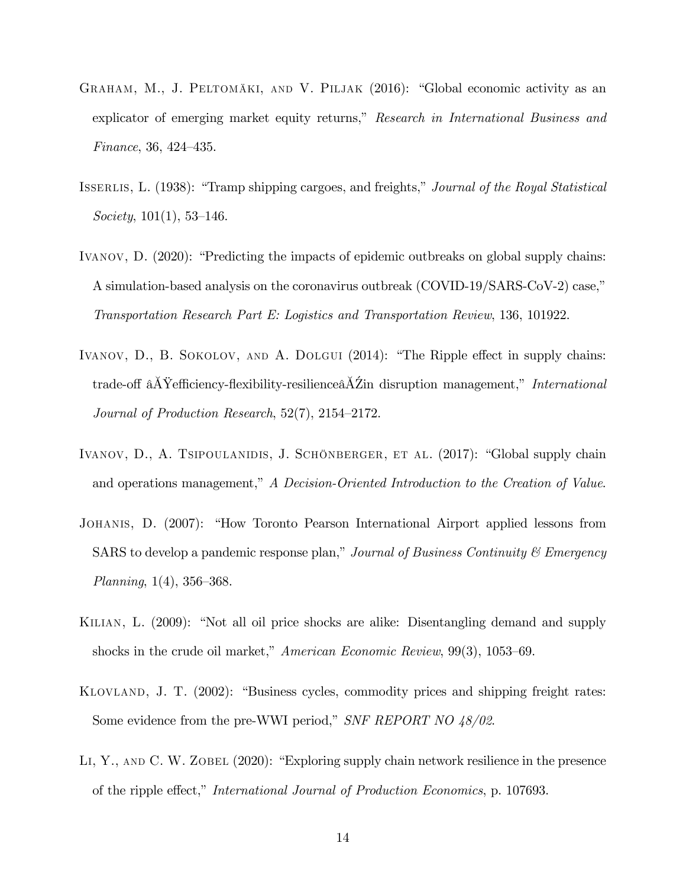Graham, M., J. Peltomäki, and V. Piljak (2016): "Global economic activity as an explicator of emerging market equity returns," *Research in International Business and Finance*, 36, 424–435.

Isserlis, L. (1938): "Tramp shipping cargoes, and freights," *Journal of the Royal Statistical Society*, 101(1), 53–146.

Ivanov, D. (2020): "Predicting the impacts of epidemic outbreaks on global supply chains: A simulation-based analysis on the coronavirus outbreak (COVID-19/SARS-CoV-2) case," *Transportation Research Part E: Logistics and Transportation Review*, 136, 101922.

Ivanov, D., B. Sokolov, and A. Dolgui (2014): "The Ripple effect in supply chains: trade-off âĂŸefficiency-flexibility-resilienceâĂŹin disruption management," *International Journal of Production Research*, 52(7), 2154–2172.

Ivanov, D., A. Tsipoulanidis, J. Schönberger, et al. (2017): "Global supply chain and operations management," *A Decision-Oriented Introduction to the Creation of Value*.

Johanis, D. (2007): "How Toronto Pearson International Airport applied lessons from SARS to develop a pandemic response plan," *Journal of Business Continuity & Emergency Planning*, 1(4), 356–368.

Kilian, L. (2009): "Not all oil price shocks are alike: Disentangling demand and supply shocks in the crude oil market," *American Economic Review*, 99(3), 1053–69.

Klovland, J. T. (2002): "Business cycles, commodity prices and shipping freight rates: Some evidence from the pre-WWI period," *SNF REPORT NO 48/02*.

Li, Y., and C. W. Zobel (2020): "Exploring supply chain network resilience in the presence of the ripple effect," *International Journal of Production Economics*, p. 107693.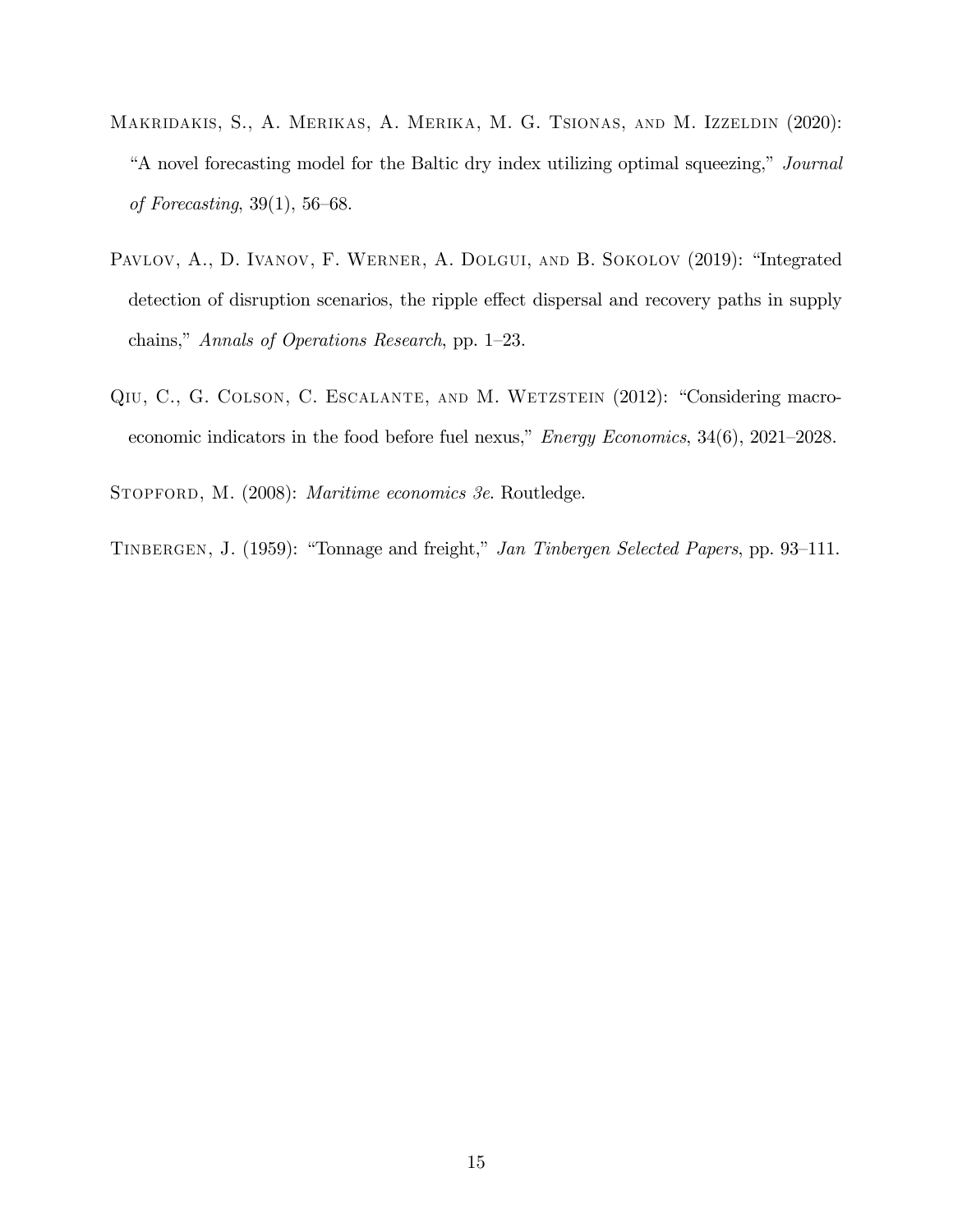Makridakis, S., A. Merikas, A. Merika, M. G. Tsionas, and M. Izzeldin (2020): "A novel forecasting model for the Baltic dry index utilizing optimal squeezing," *Journal of Forecasting*, 39(1), 56–68.

Pavlov, A., D. Ivanov, F. Werner, A. Dolgui, and B. Sokolov (2019): "Integrated detection of disruption scenarios, the ripple effect dispersal and recovery paths in supply chains," *Annals of Operations Research*, pp. 1–23.

Qiu, C., G. Colson, C. Escalante, and M. Wetzstein (2012): "Considering macroeconomic indicators in the food before fuel nexus," *Energy Economics*, 34(6), 2021–2028.

Stopford, M. (2008): *Maritime economics 3e*. Routledge.

Tinbergen, J. (1959): "Tonnage and freight," *Jan Tinbergen Selected Papers*, pp. 93–111.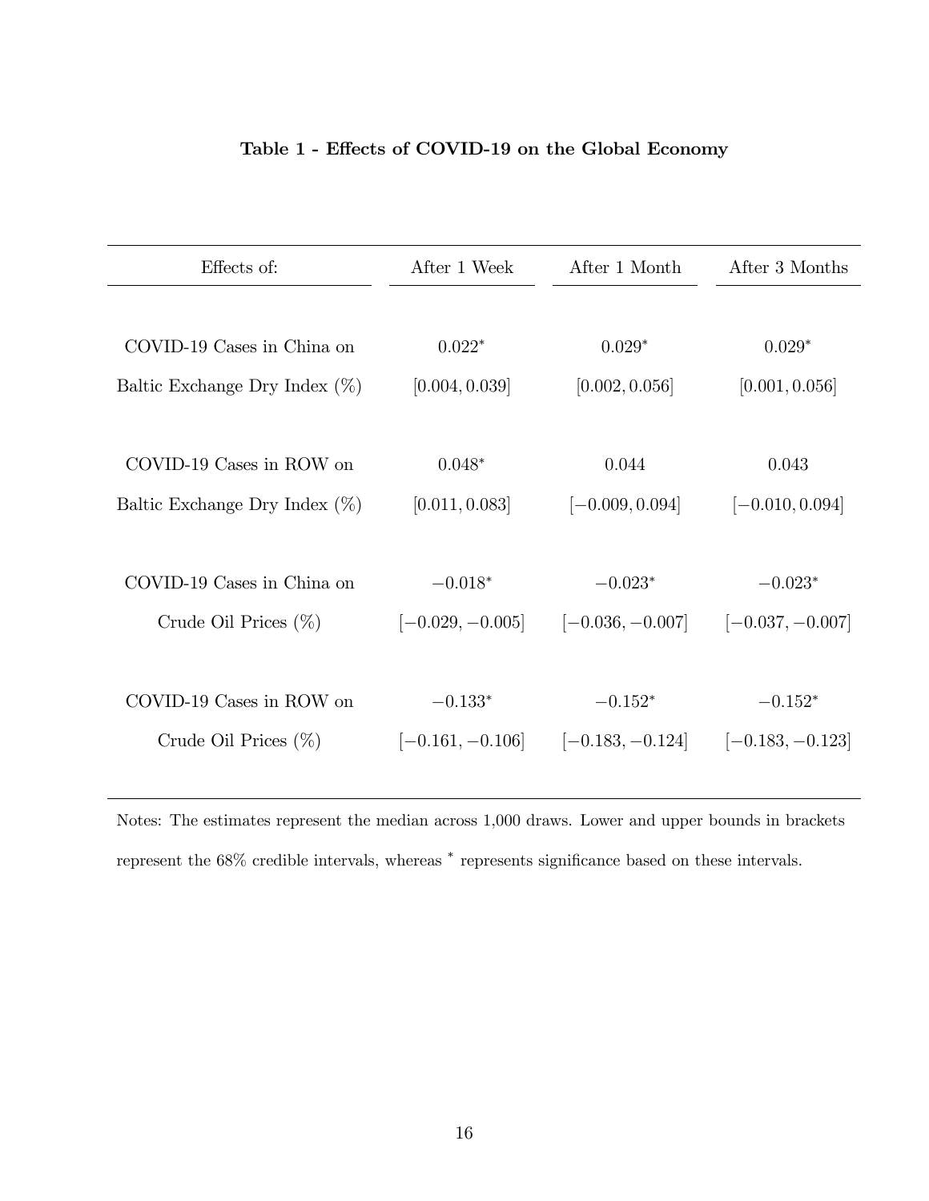**Table 1 - Effects of COVID-19 on the Global Economy**

| Effects of: | After 1 Week | After 1 Month | After 3 Months |
|---|---|---|---|
| COVID-19 Cases in China on | $0.022^{*}$ | $0.029^{*}$ | $0.029^{*}$ |
| Baltic Exchange Dry Index (%) | $[0.004, 0.039]$ | $[0.002, 0.056]$ | $[0.001, 0.056]$ |
| COVID-19 Cases in ROW on | $0.048^{*}$ | $0.044$ | $0.043$ |
| Baltic Exchange Dry Index (%) | $[0.011, 0.083]$ | $[-0.009, 0.094]$ | $[-0.010, 0.094]$ |
| COVID-19 Cases in China on | $-0.018^{*}$ | $-0.023^{*}$ | $-0.023^{*}$ |
| Crude Oil Prices (%) | $[-0.029, -0.005]$ | $[-0.036, -0.007]$ | $[-0.037, -0.007]$ |
| COVID-19 Cases in ROW on | $-0.133^{*}$ | $-0.152^{*}$ | $-0.152^{*}$ |
| Crude Oil Prices (%) | $[-0.161, -0.106]$ | $[-0.183, -0.124]$ | $[-0.183, -0.123]$ |

Notes: The estimates represent the median across 1,000 draws. Lower and upper bounds in brackets represent the 68% credible intervals, whereas * represents significance based on these intervals.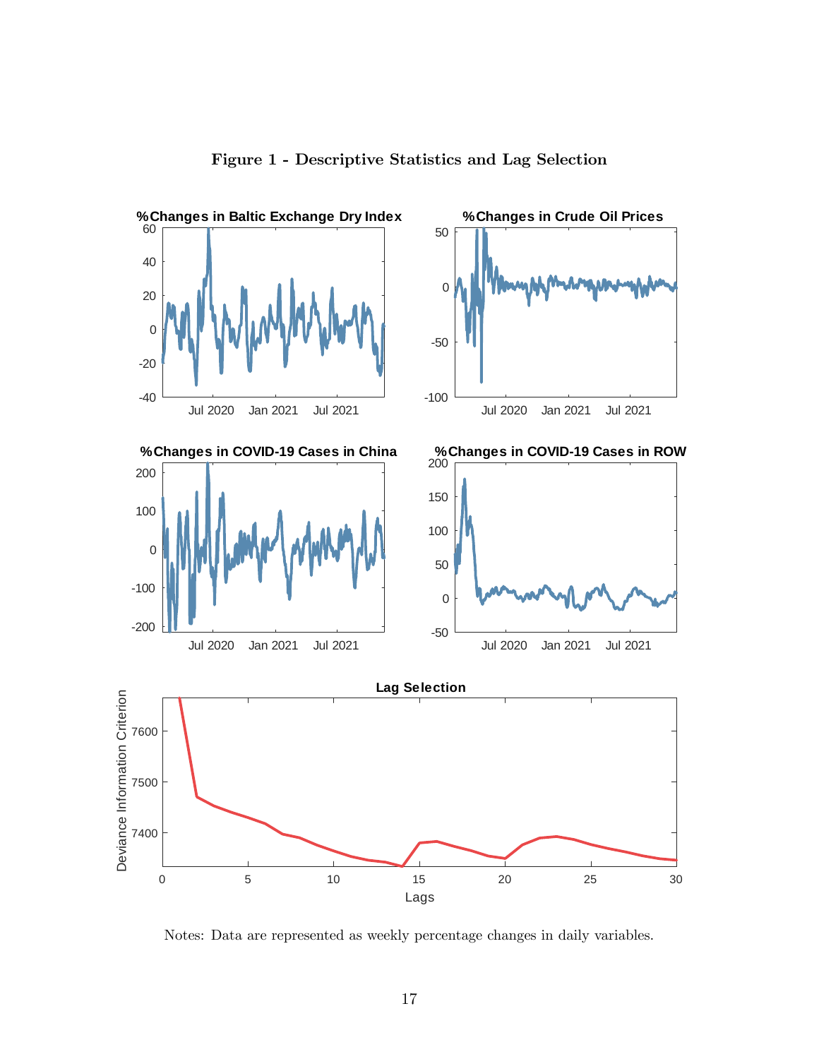**Figure 1 - Descriptive Statistics and Lag Selection**

Notes: Data are represented as weekly percentage changes in daily variables.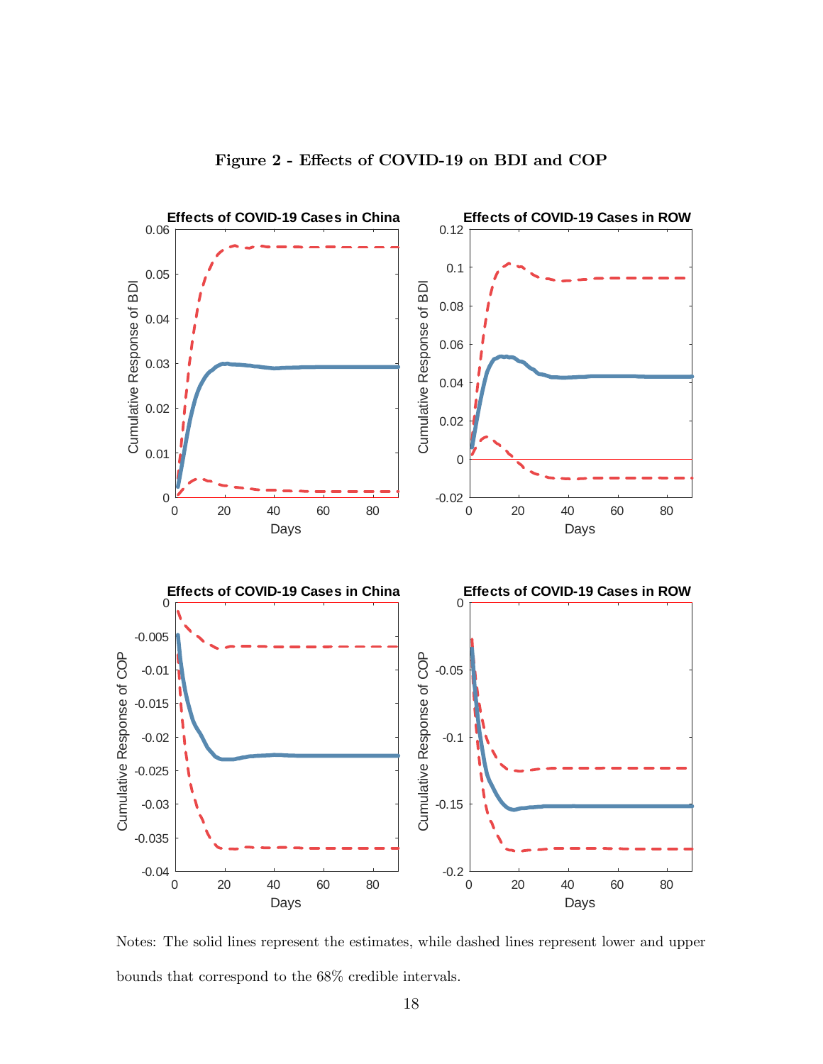**Figure 2 - Effects of COVID-19 on BDI and COP**

Notes: The solid lines represent the estimates, while dashed lines represent lower and upper bounds that correspond to the 68% credible intervals.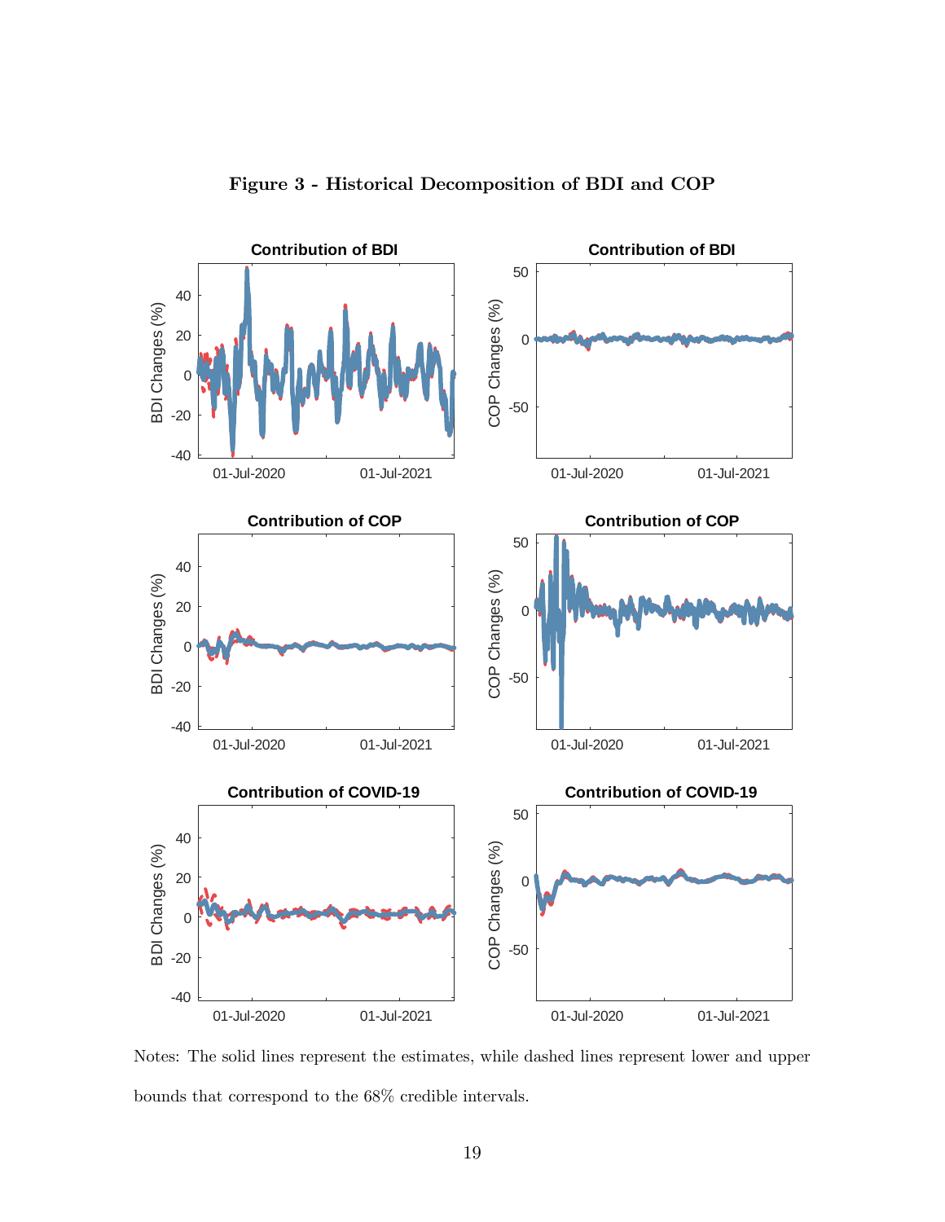**Figure 3 - Historical Decomposition of BDI and COP**

Notes: The solid lines represent the estimates, while dashed lines represent lower and upper bounds that correspond to the 68% credible intervals.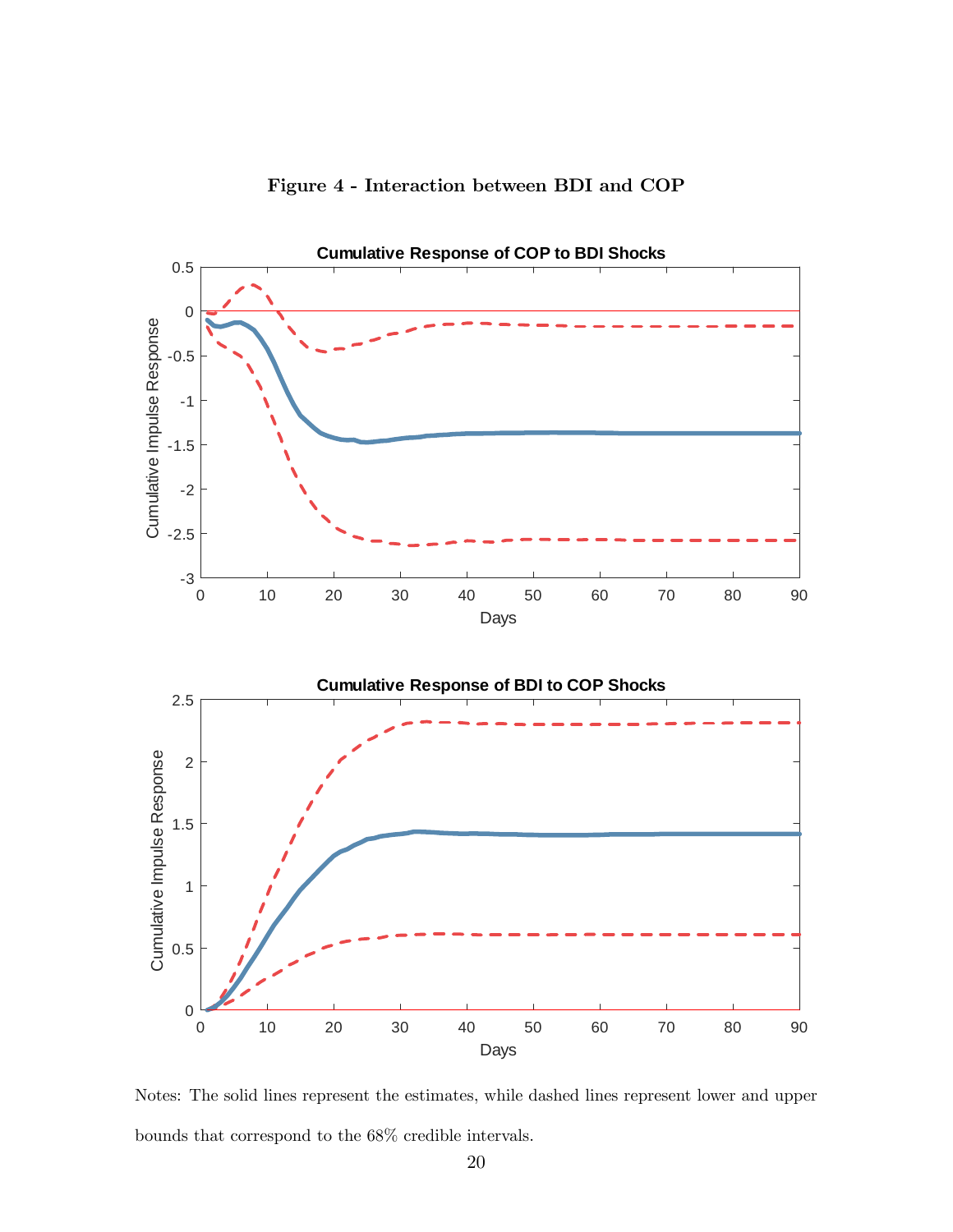**Figure 4 - Interaction between BDI and COP**

Cumulative Response of COP to BDI Shocks

Cumulative Impulse Response

0.5
0
-0.5
-1
-1.5
-2
-2.5
-3

0 10 20 30 40 50 60 70 80 90

Days

Cumulative Response of BDI to COP Shocks

Cumulative Impulse Response

2.5
2
1.5
1
0.5
0

0 10 20 30 40 50 60 70 80 90

Days

Notes: The solid lines represent the estimates, while dashed lines represent lower and upper bounds that correspond to the 68% credible intervals.